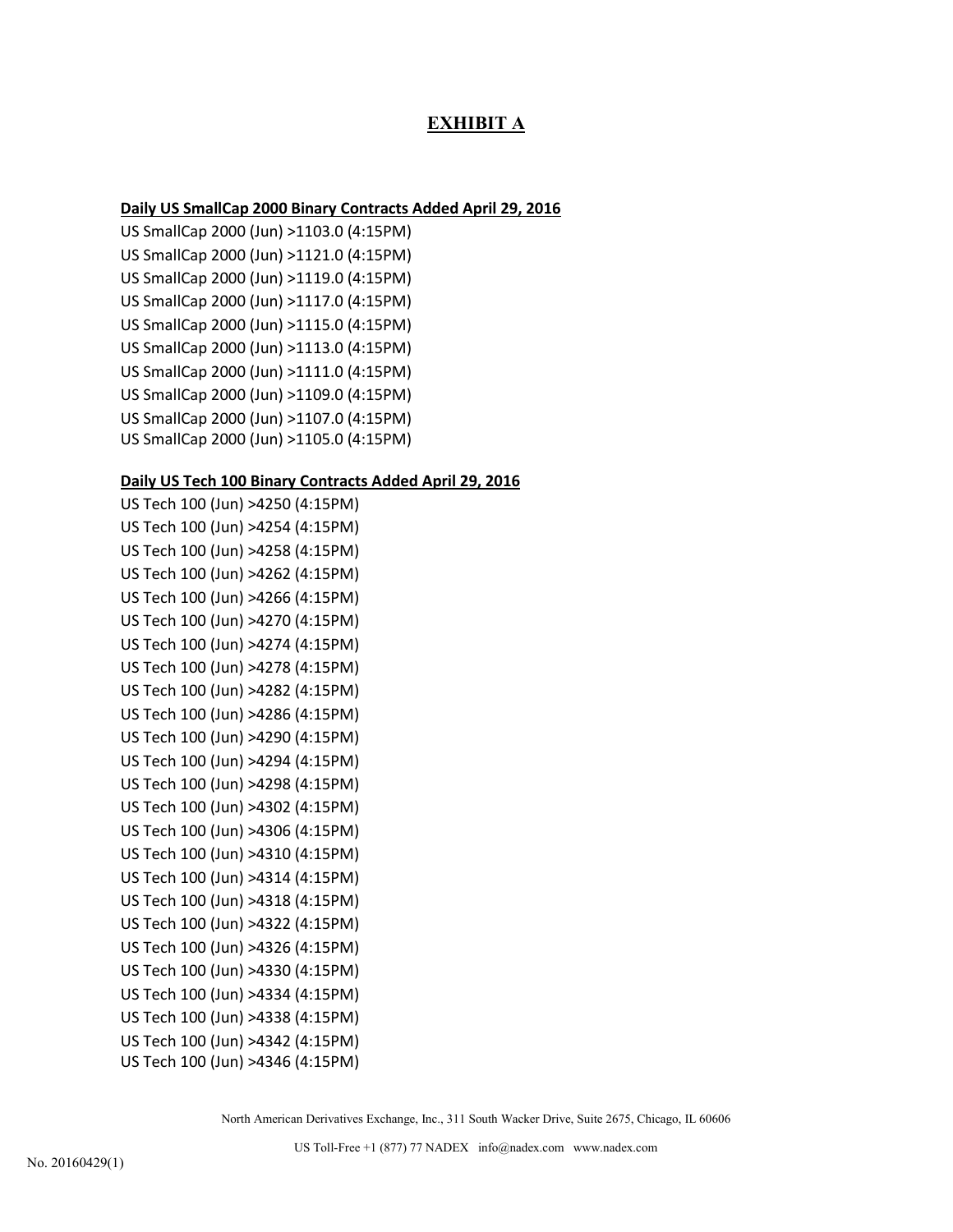# EXHIBIT A

**Daily US SmallCap 2000 Binary Contracts Added April 29, 2016**

US SmallCap 2000 (Jun) >1103.0 (4:15PM)
US SmallCap 2000 (Jun) >1121.0 (4:15PM)
US SmallCap 2000 (Jun) >1119.0 (4:15PM)
US SmallCap 2000 (Jun) >1117.0 (4:15PM)
US SmallCap 2000 (Jun) >1115.0 (4:15PM)
US SmallCap 2000 (Jun) >1113.0 (4:15PM)
US SmallCap 2000 (Jun) >1111.0 (4:15PM)
US SmallCap 2000 (Jun) >1109.0 (4:15PM)
US SmallCap 2000 (Jun) >1107.0 (4:15PM)
US SmallCap 2000 (Jun) >1105.0 (4:15PM)

**Daily US Tech 100 Binary Contracts Added April 29, 2016**

US Tech 100 (Jun) >4250 (4:15PM)
US Tech 100 (Jun) >4254 (4:15PM)
US Tech 100 (Jun) >4258 (4:15PM)
US Tech 100 (Jun) >4262 (4:15PM)
US Tech 100 (Jun) >4266 (4:15PM)
US Tech 100 (Jun) >4270 (4:15PM)
US Tech 100 (Jun) >4274 (4:15PM)
US Tech 100 (Jun) >4278 (4:15PM)
US Tech 100 (Jun) >4282 (4:15PM)
US Tech 100 (Jun) >4286 (4:15PM)
US Tech 100 (Jun) >4290 (4:15PM)
US Tech 100 (Jun) >4294 (4:15PM)
US Tech 100 (Jun) >4298 (4:15PM)
US Tech 100 (Jun) >4302 (4:15PM)
US Tech 100 (Jun) >4306 (4:15PM)
US Tech 100 (Jun) >4310 (4:15PM)
US Tech 100 (Jun) >4314 (4:15PM)
US Tech 100 (Jun) >4318 (4:15PM)
US Tech 100 (Jun) >4322 (4:15PM)
US Tech 100 (Jun) >4326 (4:15PM)
US Tech 100 (Jun) >4330 (4:15PM)
US Tech 100 (Jun) >4334 (4:15PM)
US Tech 100 (Jun) >4338 (4:15PM)
US Tech 100 (Jun) >4342 (4:15PM)
US Tech 100 (Jun) >4346 (4:15PM)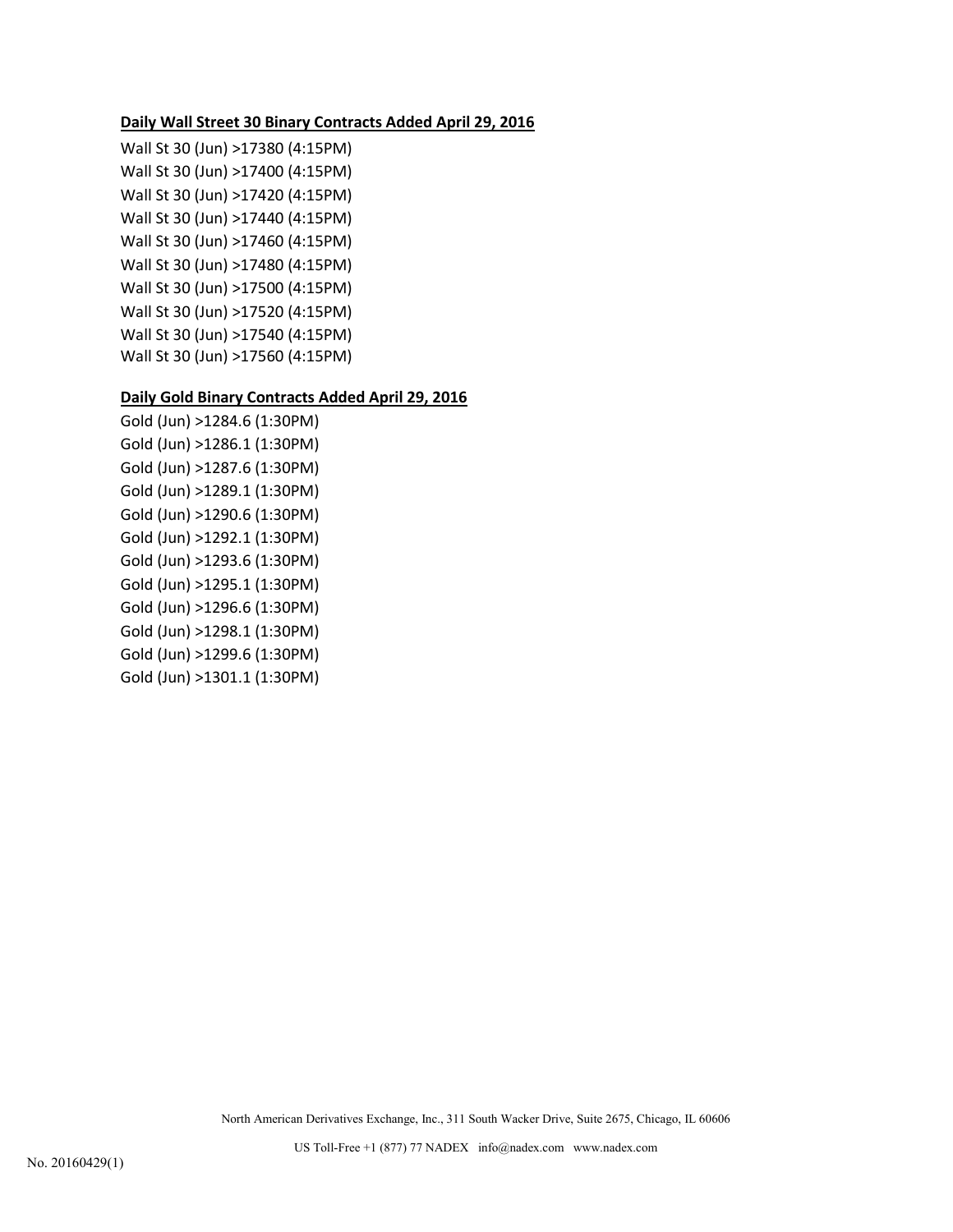**Daily Wall Street 30 Binary Contracts Added April 29, 2016**

Wall St 30 (Jun) >17380 (4:15PM)
Wall St 30 (Jun) >17400 (4:15PM)
Wall St 30 (Jun) >17420 (4:15PM)
Wall St 30 (Jun) >17440 (4:15PM)
Wall St 30 (Jun) >17460 (4:15PM)
Wall St 30 (Jun) >17480 (4:15PM)
Wall St 30 (Jun) >17500 (4:15PM)
Wall St 30 (Jun) >17520 (4:15PM)
Wall St 30 (Jun) >17540 (4:15PM)
Wall St 30 (Jun) >17560 (4:15PM)

**Daily Gold Binary Contracts Added April 29, 2016**

Gold (Jun) >1284.6 (1:30PM)
Gold (Jun) >1286.1 (1:30PM)
Gold (Jun) >1287.6 (1:30PM)
Gold (Jun) >1289.1 (1:30PM)
Gold (Jun) >1290.6 (1:30PM)
Gold (Jun) >1292.1 (1:30PM)
Gold (Jun) >1293.6 (1:30PM)
Gold (Jun) >1295.1 (1:30PM)
Gold (Jun) >1296.6 (1:30PM)
Gold (Jun) >1298.1 (1:30PM)
Gold (Jun) >1299.6 (1:30PM)
Gold (Jun) >1301.1 (1:30PM)